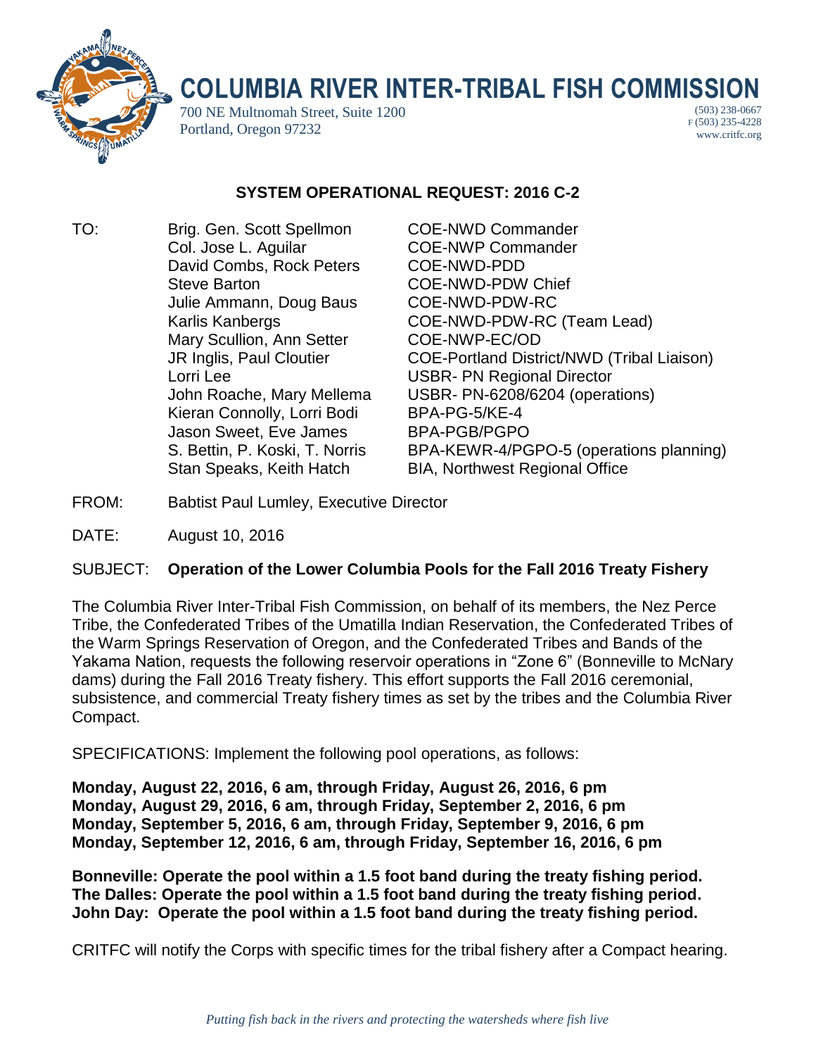# COLUMBIA RIVER INTER-TRIBAL FISH COMMISSION

700 NE Multnomah Street, Suite 1200
Portland, Oregon 97232

(503) 238-0667
F (503) 235-4228
www.critfc.org

## SYSTEM OPERATIONAL REQUEST: 2016 C-2

| TO: | | |
|---|---|---|
| | Brig. Gen. Scott Spellmon | COE-NWD Commander |
| | Col. Jose L. Aguilar | COE-NWP Commander |
| | David Combs, Rock Peters | COE-NWD-PDD |
| | Steve Barton | COE-NWD-PDW Chief |
| | Julie Ammann, Doug Baus | COE-NWD-PDW-RC |
| | Karlis Kanbergs | COE-NWD-PDW-RC (Team Lead) |
| | Mary Scullion, Ann Setter | COE-NWP-EC/OD |
| | JR Inglis, Paul Cloutier | COE-Portland District/NWD (Tribal Liaison) |
| | Lorri Lee | USBR- PN Regional Director |
| | John Roache, Mary Mellema | USBR- PN-6208/6204 (operations) |
| | Kieran Connolly, Lorri Bodi | BPA-PG-5/KE-4 |
| | Jason Sweet, Eve James | BPA-PGB/PGPO |
| | S. Bettin, P. Koski, T. Norris | BPA-KEWR-4/PGPO-5 (operations planning) |
| | Stan Speaks, Keith Hatch | BIA, Northwest Regional Office |

FROM: Babtist Paul Lumley, Executive Director

DATE: August 10, 2016

SUBJECT: **Operation of the Lower Columbia Pools for the Fall 2016 Treaty Fishery**

The Columbia River Inter-Tribal Fish Commission, on behalf of its members, the Nez Perce Tribe, the Confederated Tribes of the Umatilla Indian Reservation, the Confederated Tribes of the Warm Springs Reservation of Oregon, and the Confederated Tribes and Bands of the Yakama Nation, requests the following reservoir operations in "Zone 6" (Bonneville to McNary dams) during the Fall 2016 Treaty fishery. This effort supports the Fall 2016 ceremonial, subsistence, and commercial Treaty fishery times as set by the tribes and the Columbia River Compact.

SPECIFICATIONS: Implement the following pool operations, as follows:

**Monday, August 22, 2016, 6 am, through Friday, August 26, 2016, 6 pm**
**Monday, August 29, 2016, 6 am, through Friday, September 2, 2016, 6 pm**
**Monday, September 5, 2016, 6 am, through Friday, September 9, 2016, 6 pm**
**Monday, September 12, 2016, 6 am, through Friday, September 16, 2016, 6 pm**

**Bonneville: Operate the pool within a 1.5 foot band during the treaty fishing period.**
**The Dalles: Operate the pool within a 1.5 foot band during the treaty fishing period.**
**John Day: Operate the pool within a 1.5 foot band during the treaty fishing period.**

CRITFC will notify the Corps with specific times for the tribal fishery after a Compact hearing.

*Putting fish back in the rivers and protecting the watersheds where fish live*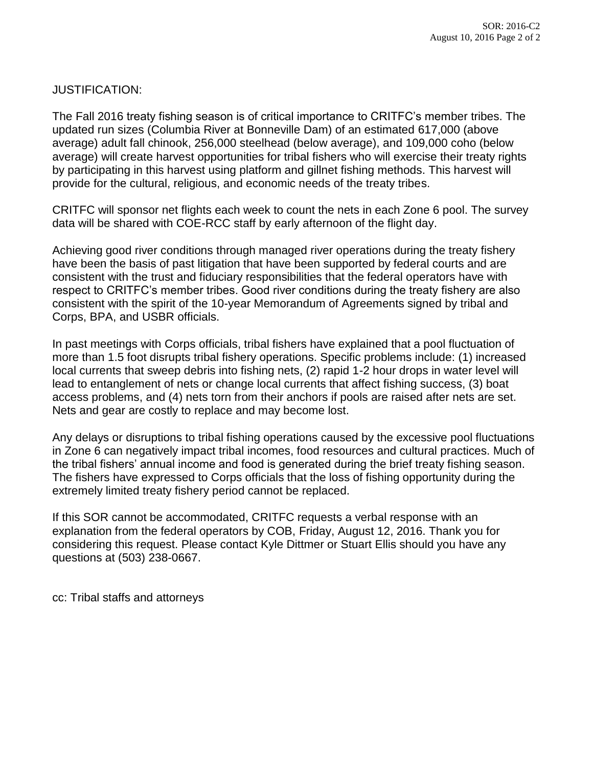JUSTIFICATION:

The Fall 2016 treaty fishing season is of critical importance to CRITFC's member tribes. The updated run sizes (Columbia River at Bonneville Dam) of an estimated 617,000 (above average) adult fall chinook, 256,000 steelhead (below average), and 109,000 coho (below average) will create harvest opportunities for tribal fishers who will exercise their treaty rights by participating in this harvest using platform and gillnet fishing methods. This harvest will provide for the cultural, religious, and economic needs of the treaty tribes.

CRITFC will sponsor net flights each week to count the nets in each Zone 6 pool. The survey data will be shared with COE-RCC staff by early afternoon of the flight day.

Achieving good river conditions through managed river operations during the treaty fishery have been the basis of past litigation that have been supported by federal courts and are consistent with the trust and fiduciary responsibilities that the federal operators have with respect to CRITFC's member tribes. Good river conditions during the treaty fishery are also consistent with the spirit of the 10-year Memorandum of Agreements signed by tribal and Corps, BPA, and USBR officials.

In past meetings with Corps officials, tribal fishers have explained that a pool fluctuation of more than 1.5 foot disrupts tribal fishery operations. Specific problems include: (1) increased local currents that sweep debris into fishing nets, (2) rapid 1-2 hour drops in water level will lead to entanglement of nets or change local currents that affect fishing success, (3) boat access problems, and (4) nets torn from their anchors if pools are raised after nets are set. Nets and gear are costly to replace and may become lost.

Any delays or disruptions to tribal fishing operations caused by the excessive pool fluctuations in Zone 6 can negatively impact tribal incomes, food resources and cultural practices. Much of the tribal fishers' annual income and food is generated during the brief treaty fishing season. The fishers have expressed to Corps officials that the loss of fishing opportunity during the extremely limited treaty fishery period cannot be replaced.

If this SOR cannot be accommodated, CRITFC requests a verbal response with an explanation from the federal operators by COB, Friday, August 12, 2016. Thank you for considering this request. Please contact Kyle Dittmer or Stuart Ellis should you have any questions at (503) 238-0667.

cc: Tribal staffs and attorneys